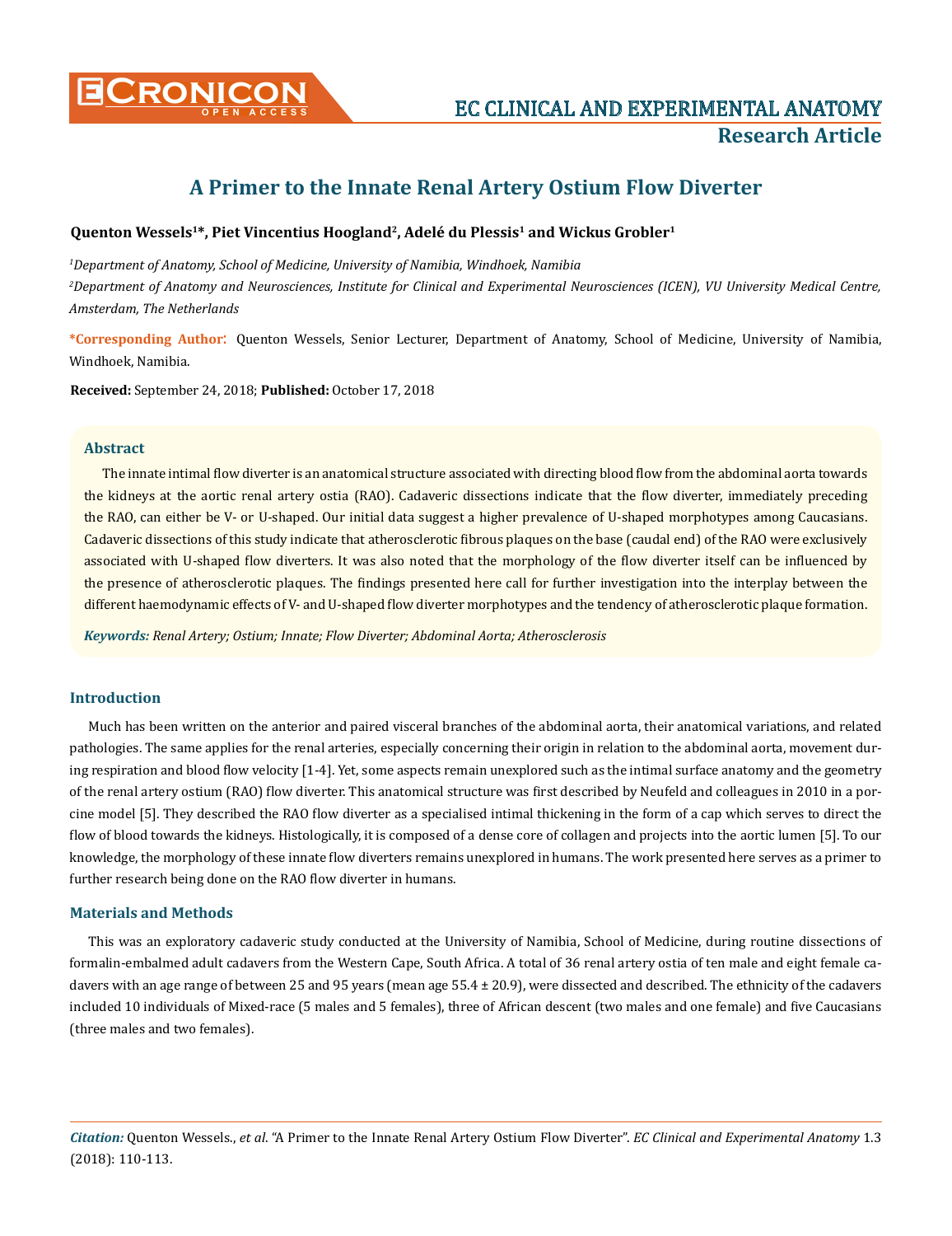# A Primer to the Innate Renal Artery Ostium Flow Diverter

**Quenton Wessels[1]*, Piet Vincentius Hoogland[2], Adelé du Plessis[1] and Wickus Grobler[1]**

*[1]Department of Anatomy, School of Medicine, University of Namibia, Windhoek, Namibia*

*[2]Department of Anatomy and Neurosciences, Institute for Clinical and Experimental Neurosciences (ICEN), VU University Medical Centre, Amsterdam, The Netherlands*

**\*Corresponding Author:** Quenton Wessels, Senior Lecturer, Department of Anatomy, School of Medicine, University of Namibia, Windhoek, Namibia.

**Received:** September 24, 2018; **Published:** October 17, 2018

## Abstract

The innate intimal flow diverter is an anatomical structure associated with directing blood flow from the abdominal aorta towards the kidneys at the aortic renal artery ostia (RAO). Cadaveric dissections indicate that the flow diverter, immediately preceding the RAO, can either be V- or U-shaped. Our initial data suggest a higher prevalence of U-shaped morphotypes among Caucasians. Cadaveric dissections of this study indicate that atherosclerotic fibrous plaques on the base (caudal end) of the RAO were exclusively associated with U-shaped flow diverters. It was also noted that the morphology of the flow diverter itself can be influenced by the presence of atherosclerotic plaques. The findings presented here call for further investigation into the interplay between the different haemodynamic effects of V- and U-shaped flow diverter morphotypes and the tendency of atherosclerotic plaque formation.

***Keywords:*** *Renal Artery; Ostium; Innate; Flow Diverter; Abdominal Aorta; Atherosclerosis*

## Introduction

Much has been written on the anterior and paired visceral branches of the abdominal aorta, their anatomical variations, and related pathologies. The same applies for the renal arteries, especially concerning their origin in relation to the abdominal aorta, movement during respiration and blood flow velocity [1-4]. Yet, some aspects remain unexplored such as the intimal surface anatomy and the geometry of the renal artery ostium (RAO) flow diverter. This anatomical structure was first described by Neufeld and colleagues in 2010 in a porcine model [5]. They described the RAO flow diverter as a specialised intimal thickening in the form of a cap which serves to direct the flow of blood towards the kidneys. Histologically, it is composed of a dense core of collagen and projects into the aortic lumen [5]. To our knowledge, the morphology of these innate flow diverters remains unexplored in humans. The work presented here serves as a primer to further research being done on the RAO flow diverter in humans.

## Materials and Methods

This was an exploratory cadaveric study conducted at the University of Namibia, School of Medicine, during routine dissections of formalin-embalmed adult cadavers from the Western Cape, South Africa. A total of 36 renal artery ostia of ten male and eight female cadavers with an age range of between 25 and 95 years (mean age 55.4 ± 20.9), were dissected and described. The ethnicity of the cadavers included 10 individuals of Mixed-race (5 males and 5 females), three of African descent (two males and one female) and five Caucasians (three males and two females).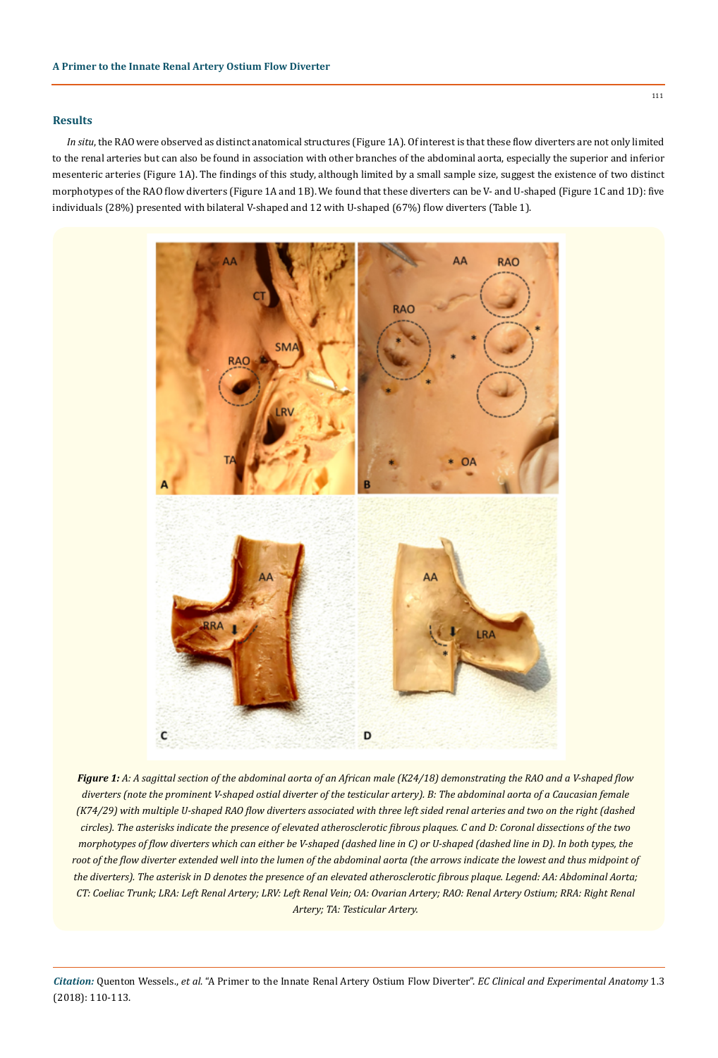## Results

*In situ*, the RAO were observed as distinct anatomical structures (Figure 1A). Of interest is that these flow diverters are not only limited to the renal arteries but can also be found in association with other branches of the abdominal aorta, especially the superior and inferior mesenteric arteries (Figure 1A). The findings of this study, although limited by a small sample size, suggest the existence of two distinct morphotypes of the RAO flow diverters (Figure 1A and 1B). We found that these diverters can be V- and U-shaped (Figure 1C and 1D): five individuals (28%) presented with bilateral V-shaped and 12 with U-shaped (67%) flow diverters (Table 1).

***Figure 1:*** *A: A sagittal section of the abdominal aorta of an African male (K24/18) demonstrating the RAO and a V-shaped flow diverters (note the prominent V-shaped ostial diverter of the testicular artery). B: The abdominal aorta of a Caucasian female (K74/29) with multiple U-shaped RAO flow diverters associated with three left sided renal arteries and two on the right (dashed circles). The asterisks indicate the presence of elevated atherosclerotic fibrous plaques. C and D: Coronal dissections of the two morphotypes of flow diverters which can either be V-shaped (dashed line in C) or U-shaped (dashed line in D). In both types, the root of the flow diverter extended well into the lumen of the abdominal aorta (the arrows indicate the lowest and thus midpoint of the diverters). The asterisk in D denotes the presence of an elevated atherosclerotic fibrous plaque. Legend: AA: Abdominal Aorta; CT: Coeliac Trunk; LRA: Left Renal Artery; LRV: Left Renal Vein; OA: Ovarian Artery; RAO: Renal Artery Ostium; RRA: Right Renal Artery; TA: Testicular Artery.*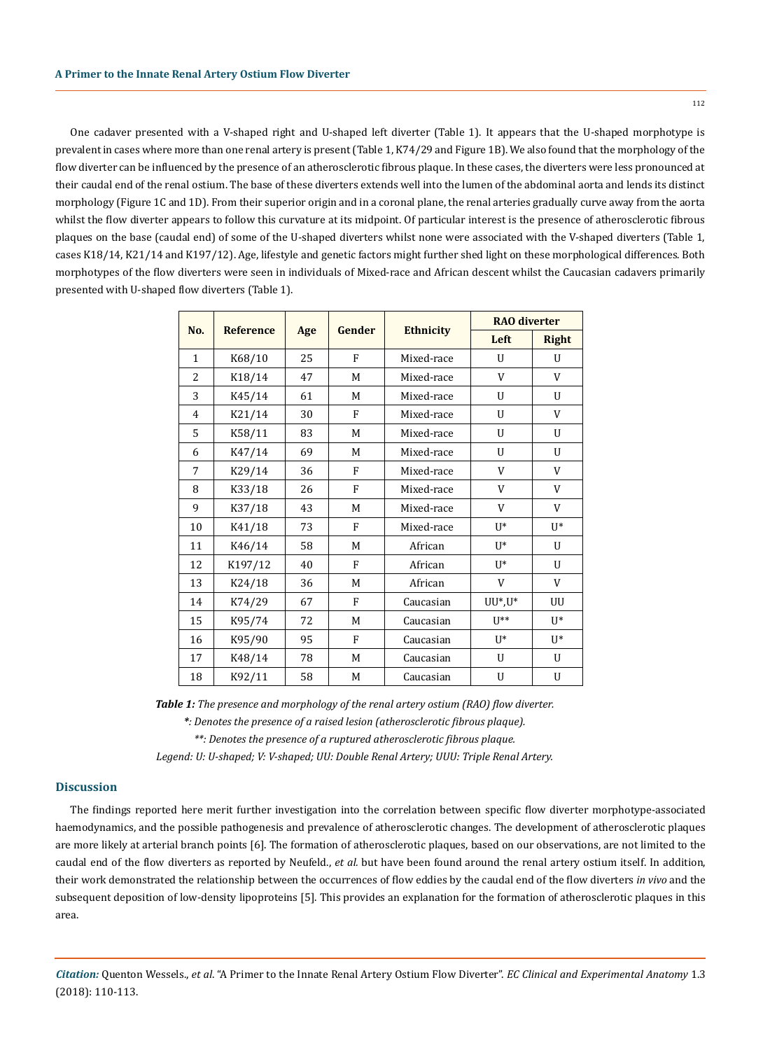One cadaver presented with a V-shaped right and U-shaped left diverter (Table 1). It appears that the U-shaped morphotype is prevalent in cases where more than one renal artery is present (Table 1, K74/29 and Figure 1B). We also found that the morphology of the flow diverter can be influenced by the presence of an atherosclerotic fibrous plaque. In these cases, the diverters were less pronounced at their caudal end of the renal ostium. The base of these diverters extends well into the lumen of the abdominal aorta and lends its distinct morphology (Figure 1C and 1D). From their superior origin and in a coronal plane, the renal arteries gradually curve away from the aorta whilst the flow diverter appears to follow this curvature at its midpoint. Of particular interest is the presence of atherosclerotic fibrous plaques on the base (caudal end) of some of the U-shaped diverters whilst none were associated with the V-shaped diverters (Table 1, cases K18/14, K21/14 and K197/12). Age, lifestyle and genetic factors might further shed light on these morphological differences. Both morphotypes of the flow diverters were seen in individuals of Mixed-race and African descent whilst the Caucasian cadavers primarily presented with U-shaped flow diverters (Table 1).

| No. | Reference | Age | Gender | Ethnicity | RAO diverter | |
|---|---|---|---|---|---|---|
| | | | | | Left | Right |
| 1 | K68/10 | 25 | F | Mixed-race | U | U |
| 2 | K18/14 | 47 | M | Mixed-race | V | V |
| 3 | K45/14 | 61 | M | Mixed-race | U | U |
| 4 | K21/14 | 30 | F | Mixed-race | U | V |
| 5 | K58/11 | 83 | M | Mixed-race | U | U |
| 6 | K47/14 | 69 | M | Mixed-race | U | U |
| 7 | K29/14 | 36 | F | Mixed-race | V | V |
| 8 | K33/18 | 26 | F | Mixed-race | V | V |
| 9 | K37/18 | 43 | M | Mixed-race | V | V |
| 10 | K41/18 | 73 | F | Mixed-race | U* | U* |
| 11 | K46/14 | 58 | M | African | U* | U |
| 12 | K197/12 | 40 | F | African | U* | U |
| 13 | K24/18 | 36 | M | African | V | V |
| 14 | K74/29 | 67 | F | Caucasian | UU*,U* | UU |
| 15 | K95/74 | 72 | M | Caucasian | U** | U* |
| 16 | K95/90 | 95 | F | Caucasian | U* | U* |
| 17 | K48/14 | 78 | M | Caucasian | U | U |
| 18 | K92/11 | 58 | M | Caucasian | U | U |

***Table 1:*** *The presence and morphology of the renal artery ostium (RAO) flow diverter.*

**\*:** *Denotes the presence of a raised lesion (atherosclerotic fibrous plaque).*

**\*\*:** *Denotes the presence of a ruptured atherosclerotic fibrous plaque.*

*Legend: U: U-shaped; V: V-shaped; UU: Double Renal Artery; UUU: Triple Renal Artery.*

## Discussion

The findings reported here merit further investigation into the correlation between specific flow diverter morphotype-associated haemodynamics, and the possible pathogenesis and prevalence of atherosclerotic changes. The development of atherosclerotic plaques are more likely at arterial branch points [6]. The formation of atherosclerotic plaques, based on our observations, are not limited to the caudal end of the flow diverters as reported by Neufeld., *et al.* but have been found around the renal artery ostium itself. In addition, their work demonstrated the relationship between the occurrences of flow eddies by the caudal end of the flow diverters *in vivo* and the subsequent deposition of low-density lipoproteins [5]. This provides an explanation for the formation of atherosclerotic plaques in this area.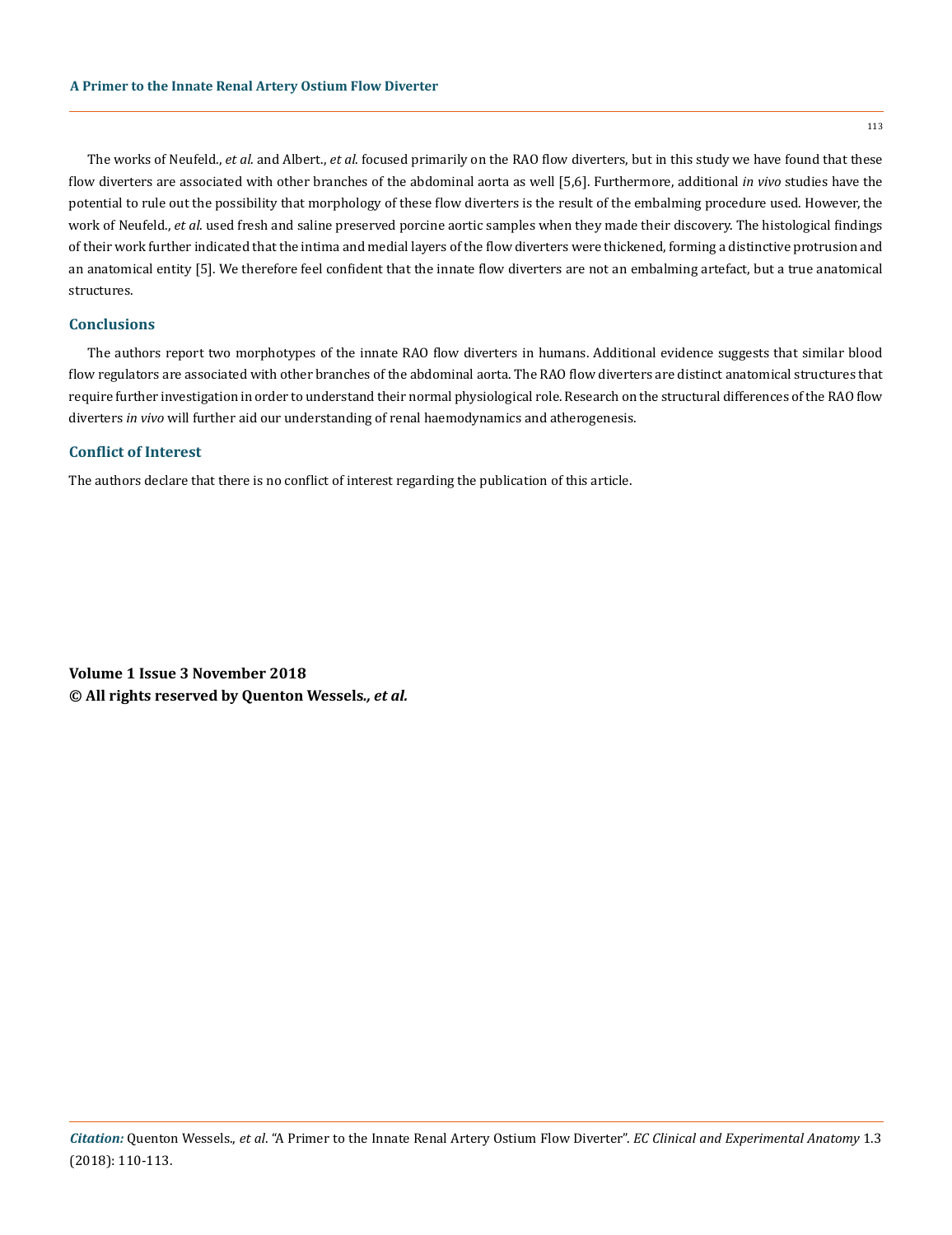The works of Neufeld., *et al*. and Albert., *et al*. focused primarily on the RAO flow diverters, but in this study we have found that these flow diverters are associated with other branches of the abdominal aorta as well [5,6]. Furthermore, additional *in vivo* studies have the potential to rule out the possibility that morphology of these flow diverters is the result of the embalming procedure used. However, the work of Neufeld., *et al*. used fresh and saline preserved porcine aortic samples when they made their discovery. The histological findings of their work further indicated that the intima and medial layers of the flow diverters were thickened, forming a distinctive protrusion and an anatomical entity [5]. We therefore feel confident that the innate flow diverters are not an embalming artefact, but a true anatomical structures.

## Conclusions

The authors report two morphotypes of the innate RAO flow diverters in humans. Additional evidence suggests that similar blood flow regulators are associated with other branches of the abdominal aorta. The RAO flow diverters are distinct anatomical structures that require further investigation in order to understand their normal physiological role. Research on the structural differences of the RAO flow diverters *in vivo* will further aid our understanding of renal haemodynamics and atherogenesis.

## Conflict of Interest

The authors declare that there is no conflict of interest regarding the publication of this article.

**Volume 1 Issue 3 November 2018**
**© All rights reserved by Quenton Wessels*., et al.***